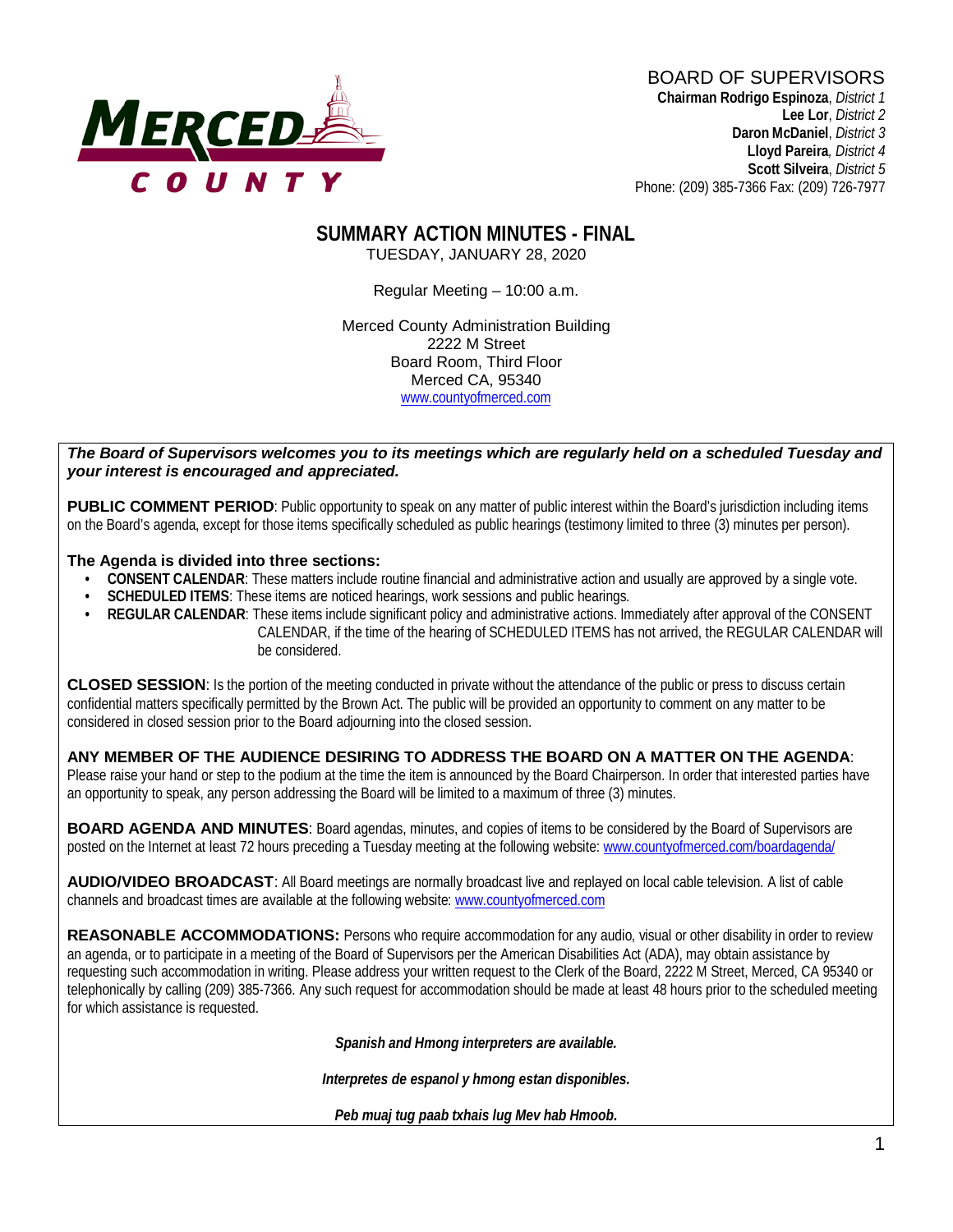MERCED COUNTY

BOARD OF SUPERVISORS

**Chairman Rodrigo Espinoza**, *District 1*
**Lee Lor**, *District 2*
**Daron McDaniel**, *District 3*
**Lloyd Pareira**, *District 4*
**Scott Silveira**, *District 5*
Phone: (209) 385-7366 Fax: (209) 726-7977

# SUMMARY ACTION MINUTES - FINAL

TUESDAY, JANUARY 28, 2020

Regular Meeting – 10:00 a.m.

Merced County Administration Building
2222 M Street
Board Room, Third Floor
Merced CA, 95340
www.countyofmerced.com

***The Board of Supervisors welcomes you to its meetings which are regularly held on a scheduled Tuesday and your interest is encouraged and appreciated.***

**PUBLIC COMMENT PERIOD**: Public opportunity to speak on any matter of public interest within the Board's jurisdiction including items on the Board's agenda, except for those items specifically scheduled as public hearings (testimony limited to three (3) minutes per person).

**The Agenda is divided into three sections:**

- **CONSENT CALENDAR**: These matters include routine financial and administrative action and usually are approved by a single vote.
- **SCHEDULED ITEMS**: These items are noticed hearings, work sessions and public hearings.
- **REGULAR CALENDAR**: These items include significant policy and administrative actions. Immediately after approval of the CONSENT CALENDAR, if the time of the hearing of SCHEDULED ITEMS has not arrived, the REGULAR CALENDAR will be considered.

**CLOSED SESSION**: Is the portion of the meeting conducted in private without the attendance of the public or press to discuss certain confidential matters specifically permitted by the Brown Act. The public will be provided an opportunity to comment on any matter to be considered in closed session prior to the Board adjourning into the closed session.

**ANY MEMBER OF THE AUDIENCE DESIRING TO ADDRESS THE BOARD ON A MATTER ON THE AGENDA**: Please raise your hand or step to the podium at the time the item is announced by the Board Chairperson. In order that interested parties have an opportunity to speak, any person addressing the Board will be limited to a maximum of three (3) minutes.

**BOARD AGENDA AND MINUTES**: Board agendas, minutes, and copies of items to be considered by the Board of Supervisors are posted on the Internet at least 72 hours preceding a Tuesday meeting at the following website: www.countyofmerced.com/boardagenda/

**AUDIO/VIDEO BROADCAST**: All Board meetings are normally broadcast live and replayed on local cable television. A list of cable channels and broadcast times are available at the following website: www.countyofmerced.com

**REASONABLE ACCOMMODATIONS:** Persons who require accommodation for any audio, visual or other disability in order to review an agenda, or to participate in a meeting of the Board of Supervisors per the American Disabilities Act (ADA), may obtain assistance by requesting such accommodation in writing. Please address your written request to the Clerk of the Board, 2222 M Street, Merced, CA 95340 or telephonically by calling (209) 385-7366. Any such request for accommodation should be made at least 48 hours prior to the scheduled meeting for which assistance is requested.

***Spanish and Hmong interpreters are available.***

***Interpretes de espanol y hmong estan disponibles.***

***Peb muaj tug paab txhais lug Mev hab Hmoob.***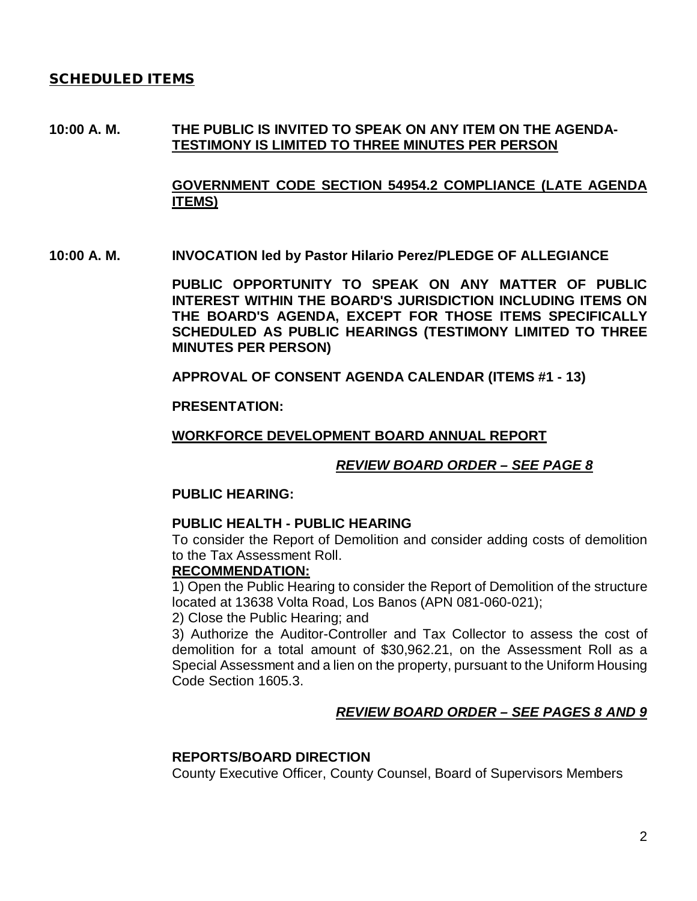## SCHEDULED ITEMS

**10:00 A. M.** **THE PUBLIC IS INVITED TO SPEAK ON ANY ITEM ON THE AGENDA-** **TESTIMONY IS LIMITED TO THREE MINUTES PER PERSON**

**GOVERNMENT CODE SECTION 54954.2 COMPLIANCE (LATE AGENDA ITEMS)**

**10:00 A. M.** **INVOCATION led by Pastor Hilario Perez/PLEDGE OF ALLEGIANCE**

**PUBLIC OPPORTUNITY TO SPEAK ON ANY MATTER OF PUBLIC INTEREST WITHIN THE BOARD'S JURISDICTION INCLUDING ITEMS ON THE BOARD'S AGENDA, EXCEPT FOR THOSE ITEMS SPECIFICALLY SCHEDULED AS PUBLIC HEARINGS (TESTIMONY LIMITED TO THREE MINUTES PER PERSON)**

**APPROVAL OF CONSENT AGENDA CALENDAR (ITEMS #1 - 13)**

**PRESENTATION:**

**WORKFORCE DEVELOPMENT BOARD ANNUAL REPORT**

***REVIEW BOARD ORDER – SEE PAGE 8***

**PUBLIC HEARING:**

**PUBLIC HEALTH - PUBLIC HEARING**

To consider the Report of Demolition and consider adding costs of demolition to the Tax Assessment Roll.

**RECOMMENDATION:**

1) Open the Public Hearing to consider the Report of Demolition of the structure located at 13638 Volta Road, Los Banos (APN 081-060-021);
2) Close the Public Hearing; and
3) Authorize the Auditor-Controller and Tax Collector to assess the cost of demolition for a total amount of $30,962.21, on the Assessment Roll as a Special Assessment and a lien on the property, pursuant to the Uniform Housing Code Section 1605.3.

***REVIEW BOARD ORDER – SEE PAGES 8 AND 9***

**REPORTS/BOARD DIRECTION**

County Executive Officer, County Counsel, Board of Supervisors Members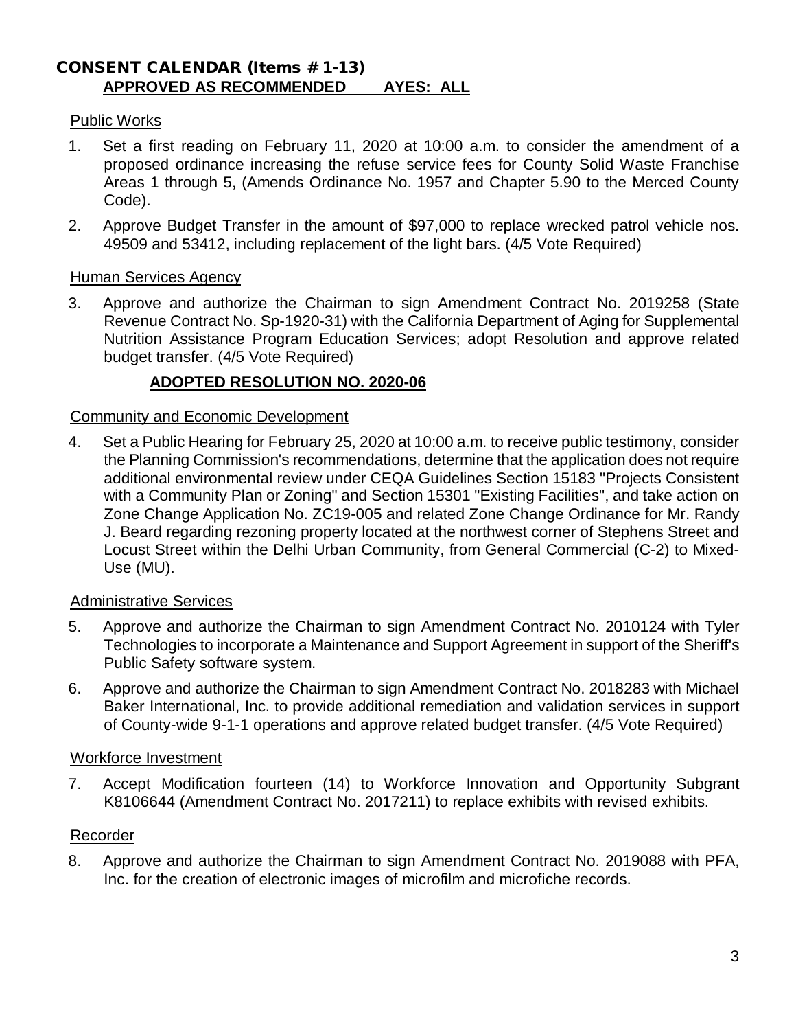## CONSENT CALENDAR (Items # 1-13)

**APPROVED AS RECOMMENDED AYES: ALL**

### Public Works

1. Set a first reading on February 11, 2020 at 10:00 a.m. to consider the amendment of a proposed ordinance increasing the refuse service fees for County Solid Waste Franchise Areas 1 through 5, (Amends Ordinance No. 1957 and Chapter 5.90 to the Merced County Code).
2. Approve Budget Transfer in the amount of $97,000 to replace wrecked patrol vehicle nos. 49509 and 53412, including replacement of the light bars. (4/5 Vote Required)

### Human Services Agency

3. Approve and authorize the Chairman to sign Amendment Contract No. 2019258 (State Revenue Contract No. Sp-1920-31) with the California Department of Aging for Supplemental Nutrition Assistance Program Education Services; adopt Resolution and approve related budget transfer. (4/5 Vote Required)

   **ADOPTED RESOLUTION NO. 2020-06**

### Community and Economic Development

4. Set a Public Hearing for February 25, 2020 at 10:00 a.m. to receive public testimony, consider the Planning Commission's recommendations, determine that the application does not require additional environmental review under CEQA Guidelines Section 15183 "Projects Consistent with a Community Plan or Zoning" and Section 15301 "Existing Facilities", and take action on Zone Change Application No. ZC19-005 and related Zone Change Ordinance for Mr. Randy J. Beard regarding rezoning property located at the northwest corner of Stephens Street and Locust Street within the Delhi Urban Community, from General Commercial (C-2) to Mixed-Use (MU).

### Administrative Services

5. Approve and authorize the Chairman to sign Amendment Contract No. 2010124 with Tyler Technologies to incorporate a Maintenance and Support Agreement in support of the Sheriff's Public Safety software system.
6. Approve and authorize the Chairman to sign Amendment Contract No. 2018283 with Michael Baker International, Inc. to provide additional remediation and validation services in support of County-wide 9-1-1 operations and approve related budget transfer. (4/5 Vote Required)

### Workforce Investment

7. Accept Modification fourteen (14) to Workforce Innovation and Opportunity Subgrant K8106644 (Amendment Contract No. 2017211) to replace exhibits with revised exhibits.

### Recorder

8. Approve and authorize the Chairman to sign Amendment Contract No. 2019088 with PFA, Inc. for the creation of electronic images of microfilm and microfiche records.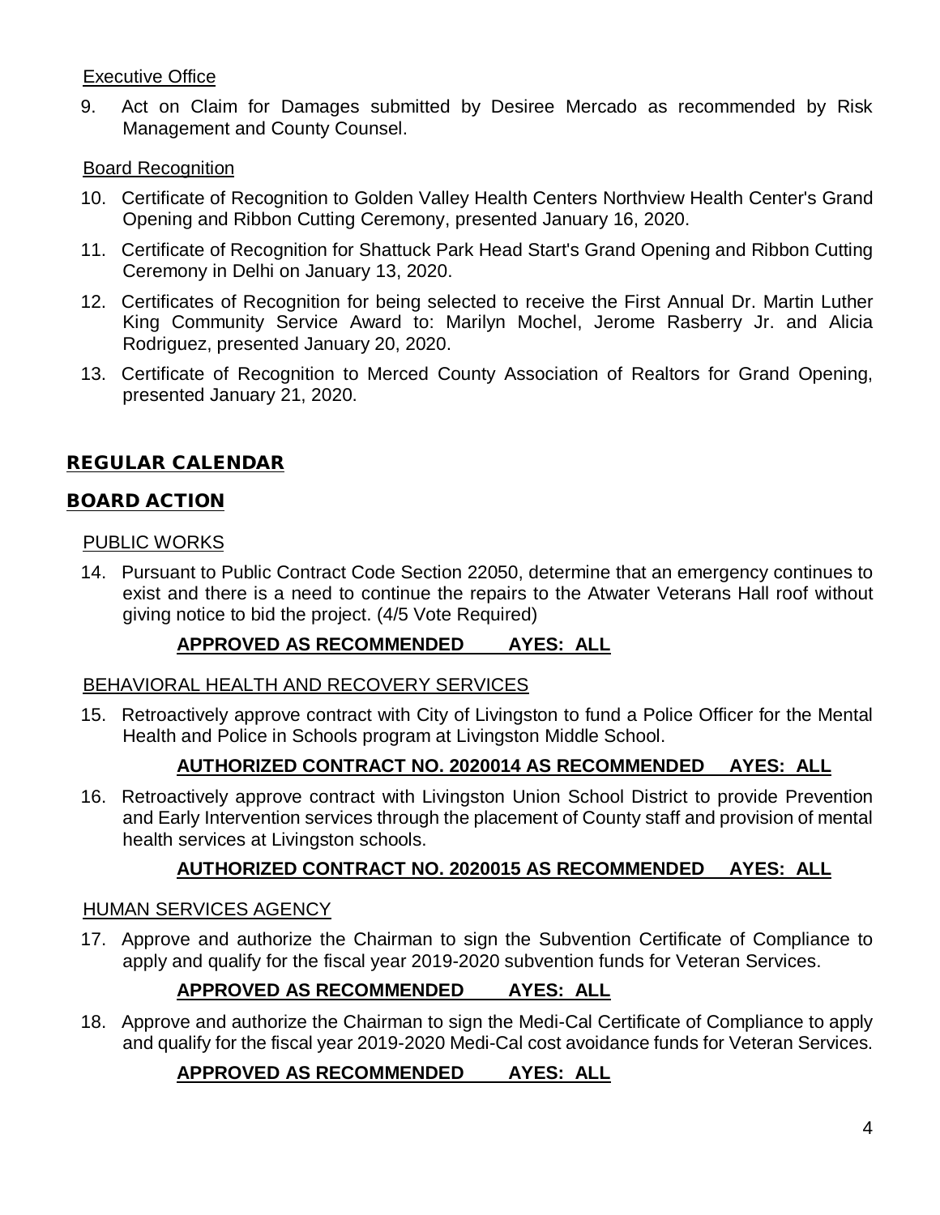Executive Office

9. Act on Claim for Damages submitted by Desiree Mercado as recommended by Risk Management and County Counsel.

Board Recognition

10. Certificate of Recognition to Golden Valley Health Centers Northview Health Center's Grand Opening and Ribbon Cutting Ceremony, presented January 16, 2020.

11. Certificate of Recognition for Shattuck Park Head Start's Grand Opening and Ribbon Cutting Ceremony in Delhi on January 13, 2020.

12. Certificates of Recognition for being selected to receive the First Annual Dr. Martin Luther King Community Service Award to: Marilyn Mochel, Jerome Rasberry Jr. and Alicia Rodriguez, presented January 20, 2020.

13. Certificate of Recognition to Merced County Association of Realtors for Grand Opening, presented January 21, 2020.

## REGULAR CALENDAR

## BOARD ACTION

PUBLIC WORKS

14. Pursuant to Public Contract Code Section 22050, determine that an emergency continues to exist and there is a need to continue the repairs to the Atwater Veterans Hall roof without giving notice to bid the project. (4/5 Vote Required)

**APPROVED AS RECOMMENDED AYES: ALL**

BEHAVIORAL HEALTH AND RECOVERY SERVICES

15. Retroactively approve contract with City of Livingston to fund a Police Officer for the Mental Health and Police in Schools program at Livingston Middle School.

**AUTHORIZED CONTRACT NO. 2020014 AS RECOMMENDED AYES: ALL**

16. Retroactively approve contract with Livingston Union School District to provide Prevention and Early Intervention services through the placement of County staff and provision of mental health services at Livingston schools.

**AUTHORIZED CONTRACT NO. 2020015 AS RECOMMENDED AYES: ALL**

HUMAN SERVICES AGENCY

17. Approve and authorize the Chairman to sign the Subvention Certificate of Compliance to apply and qualify for the fiscal year 2019-2020 subvention funds for Veteran Services.

**APPROVED AS RECOMMENDED AYES: ALL**

18. Approve and authorize the Chairman to sign the Medi-Cal Certificate of Compliance to apply and qualify for the fiscal year 2019-2020 Medi-Cal cost avoidance funds for Veteran Services.

**APPROVED AS RECOMMENDED AYES: ALL**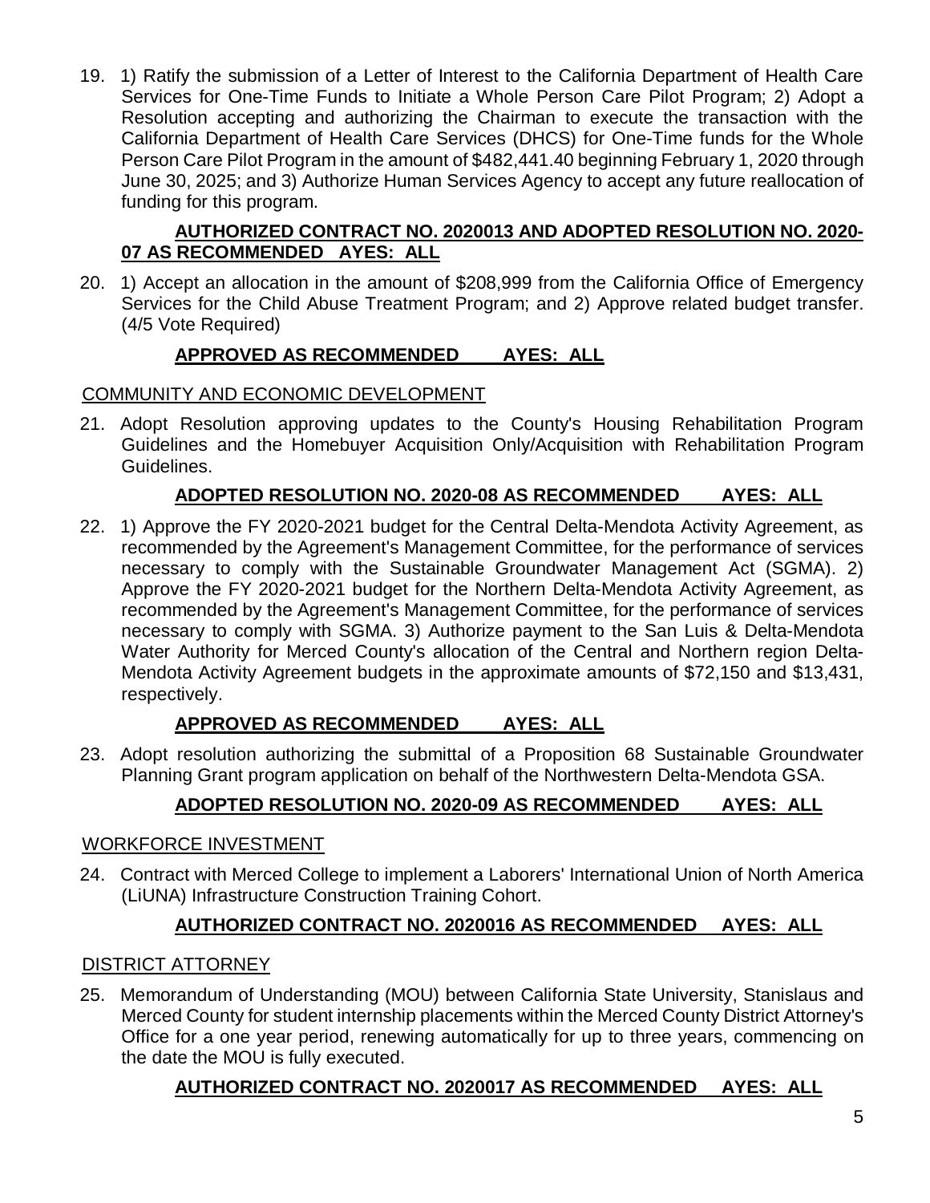19. 1) Ratify the submission of a Letter of Interest to the California Department of Health Care Services for One-Time Funds to Initiate a Whole Person Care Pilot Program; 2) Adopt a Resolution accepting and authorizing the Chairman to execute the transaction with the California Department of Health Care Services (DHCS) for One-Time funds for the Whole Person Care Pilot Program in the amount of $482,441.40 beginning February 1, 2020 through June 30, 2025; and 3) Authorize Human Services Agency to accept any future reallocation of funding for this program.

    **AUTHORIZED CONTRACT NO. 2020013 AND ADOPTED RESOLUTION NO. 2020-07 AS RECOMMENDED AYES: ALL**

20. 1) Accept an allocation in the amount of $208,999 from the California Office of Emergency Services for the Child Abuse Treatment Program; and 2) Approve related budget transfer. (4/5 Vote Required)

    **APPROVED AS RECOMMENDED AYES: ALL**

COMMUNITY AND ECONOMIC DEVELOPMENT

21. Adopt Resolution approving updates to the County's Housing Rehabilitation Program Guidelines and the Homebuyer Acquisition Only/Acquisition with Rehabilitation Program Guidelines.

    **ADOPTED RESOLUTION NO. 2020-08 AS RECOMMENDED AYES: ALL**

22. 1) Approve the FY 2020-2021 budget for the Central Delta-Mendota Activity Agreement, as recommended by the Agreement's Management Committee, for the performance of services necessary to comply with the Sustainable Groundwater Management Act (SGMA). 2) Approve the FY 2020-2021 budget for the Northern Delta-Mendota Activity Agreement, as recommended by the Agreement's Management Committee, for the performance of services necessary to comply with SGMA. 3) Authorize payment to the San Luis & Delta-Mendota Water Authority for Merced County's allocation of the Central and Northern region Delta-Mendota Activity Agreement budgets in the approximate amounts of $72,150 and $13,431, respectively.

    **APPROVED AS RECOMMENDED AYES: ALL**

23. Adopt resolution authorizing the submittal of a Proposition 68 Sustainable Groundwater Planning Grant program application on behalf of the Northwestern Delta-Mendota GSA.

    **ADOPTED RESOLUTION NO. 2020-09 AS RECOMMENDED AYES: ALL**

WORKFORCE INVESTMENT

24. Contract with Merced College to implement a Laborers' International Union of North America (LiUNA) Infrastructure Construction Training Cohort.

    **AUTHORIZED CONTRACT NO. 2020016 AS RECOMMENDED AYES: ALL**

DISTRICT ATTORNEY

25. Memorandum of Understanding (MOU) between California State University, Stanislaus and Merced County for student internship placements within the Merced County District Attorney's Office for a one year period, renewing automatically for up to three years, commencing on the date the MOU is fully executed.

    **AUTHORIZED CONTRACT NO. 2020017 AS RECOMMENDED AYES: ALL**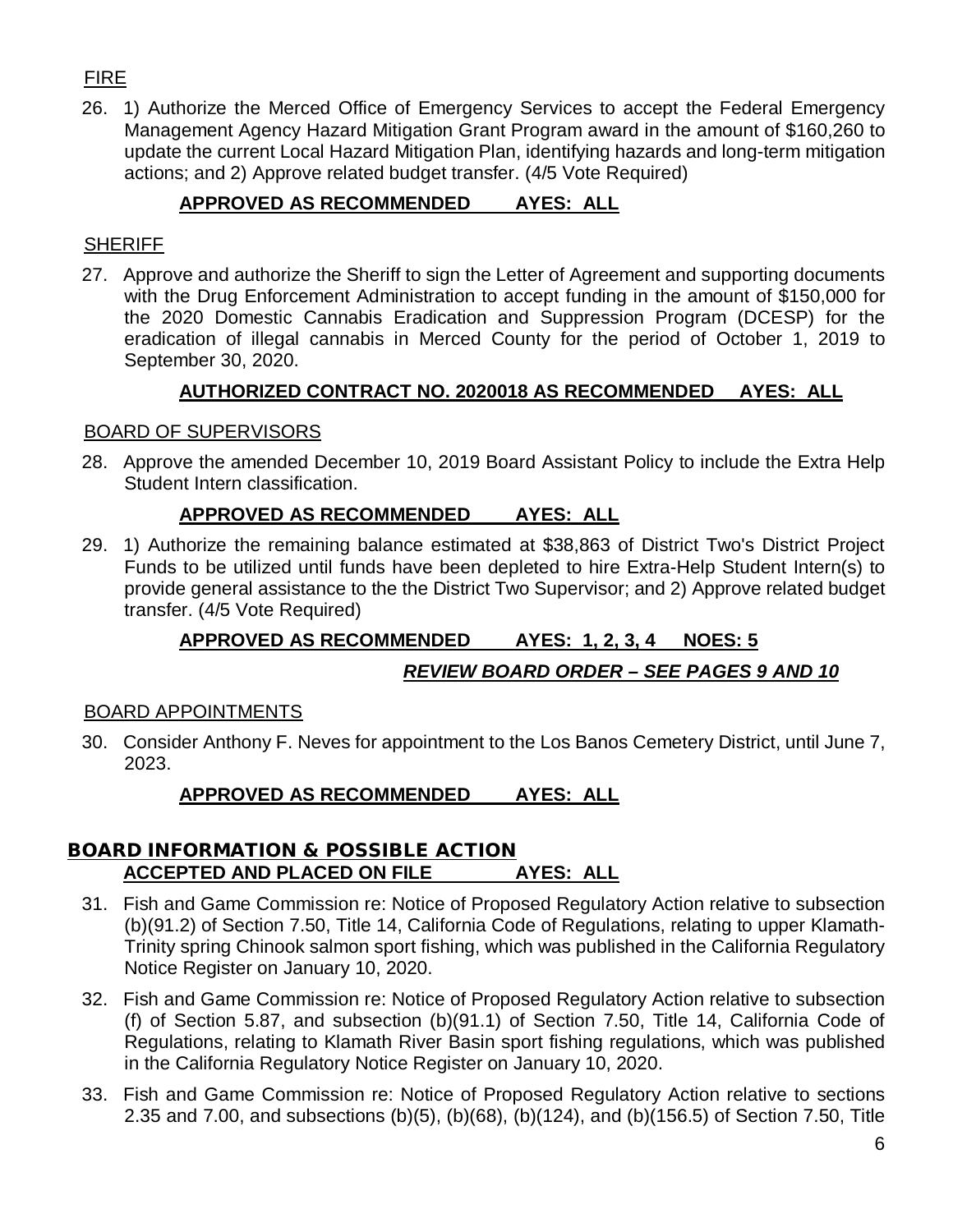FIRE

26. 1) Authorize the Merced Office of Emergency Services to accept the Federal Emergency Management Agency Hazard Mitigation Grant Program award in the amount of $160,260 to update the current Local Hazard Mitigation Plan, identifying hazards and long-term mitigation actions; and 2) Approve related budget transfer. (4/5 Vote Required)

    **APPROVED AS RECOMMENDED AYES: ALL**

SHERIFF

27. Approve and authorize the Sheriff to sign the Letter of Agreement and supporting documents with the Drug Enforcement Administration to accept funding in the amount of $150,000 for the 2020 Domestic Cannabis Eradication and Suppression Program (DCESP) for the eradication of illegal cannabis in Merced County for the period of October 1, 2019 to September 30, 2020.

    **AUTHORIZED CONTRACT NO. 2020018 AS RECOMMENDED AYES: ALL**

BOARD OF SUPERVISORS

28. Approve the amended December 10, 2019 Board Assistant Policy to include the Extra Help Student Intern classification.

    **APPROVED AS RECOMMENDED AYES: ALL**

29. 1) Authorize the remaining balance estimated at $38,863 of District Two's District Project Funds to be utilized until funds have been depleted to hire Extra-Help Student Intern(s) to provide general assistance to the the District Two Supervisor; and 2) Approve related budget transfer. (4/5 Vote Required)

    **APPROVED AS RECOMMENDED AYES: 1, 2, 3, 4 NOES: 5**

    ***REVIEW BOARD ORDER – SEE PAGES 9 AND 10***

BOARD APPOINTMENTS

30. Consider Anthony F. Neves for appointment to the Los Banos Cemetery District, until June 7, 2023.

    **APPROVED AS RECOMMENDED AYES: ALL**

## BOARD INFORMATION & POSSIBLE ACTION

**ACCEPTED AND PLACED ON FILE AYES: ALL**

31. Fish and Game Commission re: Notice of Proposed Regulatory Action relative to subsection (b)(91.2) of Section 7.50, Title 14, California Code of Regulations, relating to upper Klamath-Trinity spring Chinook salmon sport fishing, which was published in the California Regulatory Notice Register on January 10, 2020.

32. Fish and Game Commission re: Notice of Proposed Regulatory Action relative to subsection (f) of Section 5.87, and subsection (b)(91.1) of Section 7.50, Title 14, California Code of Regulations, relating to Klamath River Basin sport fishing regulations, which was published in the California Regulatory Notice Register on January 10, 2020.

33. Fish and Game Commission re: Notice of Proposed Regulatory Action relative to sections 2.35 and 7.00, and subsections (b)(5), (b)(68), (b)(124), and (b)(156.5) of Section 7.50, Title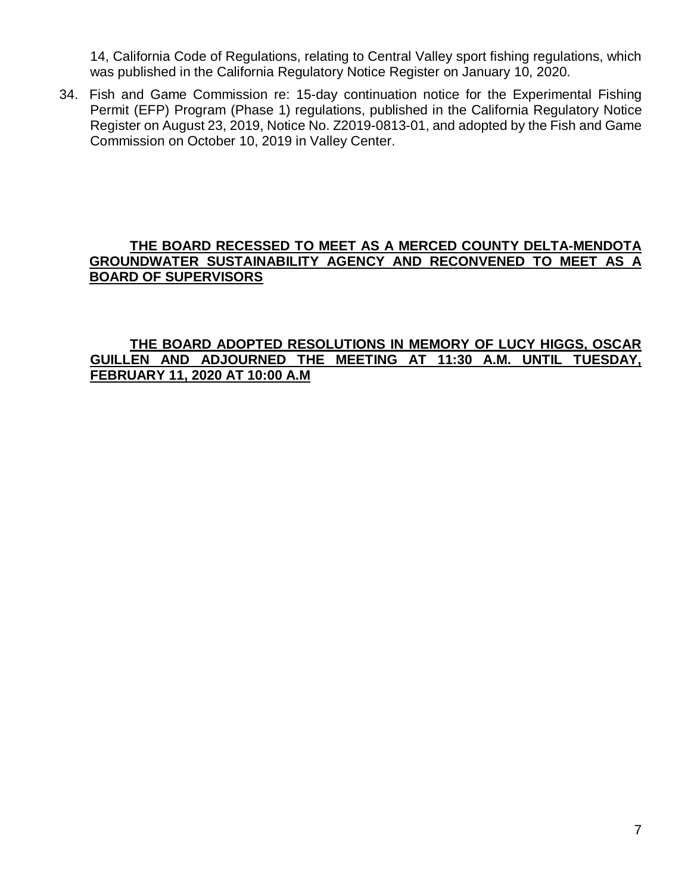14, California Code of Regulations, relating to Central Valley sport fishing regulations, which was published in the California Regulatory Notice Register on January 10, 2020.

34. Fish and Game Commission re: 15-day continuation notice for the Experimental Fishing Permit (EFP) Program (Phase 1) regulations, published in the California Regulatory Notice Register on August 23, 2019, Notice No. Z2019-0813-01, and adopted by the Fish and Game Commission on October 10, 2019 in Valley Center.

**THE BOARD RECESSED TO MEET AS A MERCED COUNTY DELTA-MENDOTA GROUNDWATER SUSTAINABILITY AGENCY AND RECONVENED TO MEET AS A BOARD OF SUPERVISORS**

**THE BOARD ADOPTED RESOLUTIONS IN MEMORY OF LUCY HIGGS, OSCAR GUILLEN AND ADJOURNED THE MEETING AT 11:30 A.M. UNTIL TUESDAY, FEBRUARY 11, 2020 AT 10:00 A.M**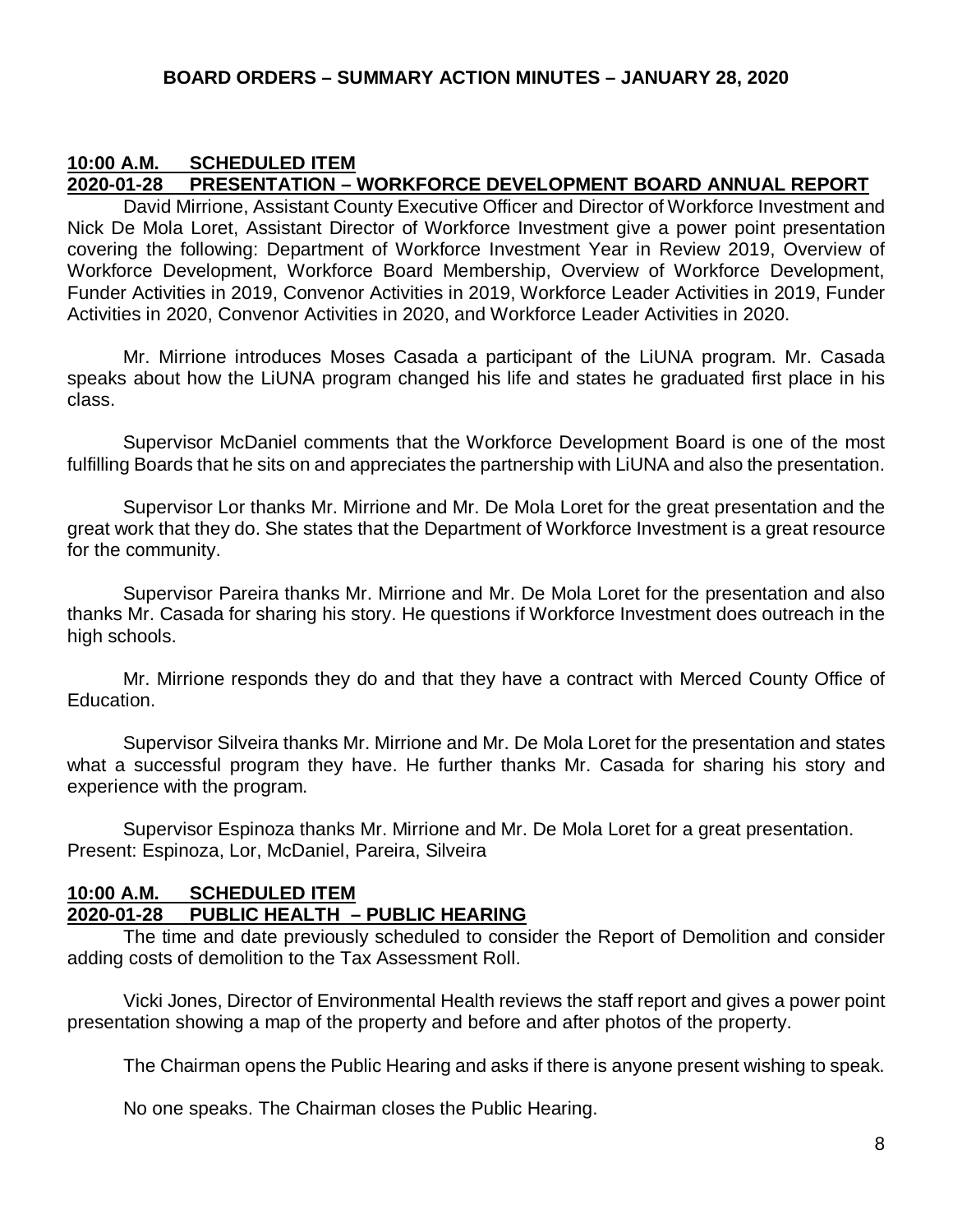**10:00 A.M. SCHEDULED ITEM**
**2020-01-28 PRESENTATION – WORKFORCE DEVELOPMENT BOARD ANNUAL REPORT**

David Mirrione, Assistant County Executive Officer and Director of Workforce Investment and Nick De Mola Loret, Assistant Director of Workforce Investment give a power point presentation covering the following: Department of Workforce Investment Year in Review 2019, Overview of Workforce Development, Workforce Board Membership, Overview of Workforce Development, Funder Activities in 2019, Convenor Activities in 2019, Workforce Leader Activities in 2019, Funder Activities in 2020, Convenor Activities in 2020, and Workforce Leader Activities in 2020.

Mr. Mirrione introduces Moses Casada a participant of the LiUNA program. Mr. Casada speaks about how the LiUNA program changed his life and states he graduated first place in his class.

Supervisor McDaniel comments that the Workforce Development Board is one of the most fulfilling Boards that he sits on and appreciates the partnership with LiUNA and also the presentation.

Supervisor Lor thanks Mr. Mirrione and Mr. De Mola Loret for the great presentation and the great work that they do. She states that the Department of Workforce Investment is a great resource for the community.

Supervisor Pareira thanks Mr. Mirrione and Mr. De Mola Loret for the presentation and also thanks Mr. Casada for sharing his story. He questions if Workforce Investment does outreach in the high schools.

Mr. Mirrione responds they do and that they have a contract with Merced County Office of Education.

Supervisor Silveira thanks Mr. Mirrione and Mr. De Mola Loret for the presentation and states what a successful program they have. He further thanks Mr. Casada for sharing his story and experience with the program.

Supervisor Espinoza thanks Mr. Mirrione and Mr. De Mola Loret for a great presentation.
Present: Espinoza, Lor, McDaniel, Pareira, Silveira

**10:00 A.M. SCHEDULED ITEM**
**2020-01-28 PUBLIC HEALTH – PUBLIC HEARING**

The time and date previously scheduled to consider the Report of Demolition and consider adding costs of demolition to the Tax Assessment Roll.

Vicki Jones, Director of Environmental Health reviews the staff report and gives a power point presentation showing a map of the property and before and after photos of the property.

The Chairman opens the Public Hearing and asks if there is anyone present wishing to speak.

No one speaks. The Chairman closes the Public Hearing.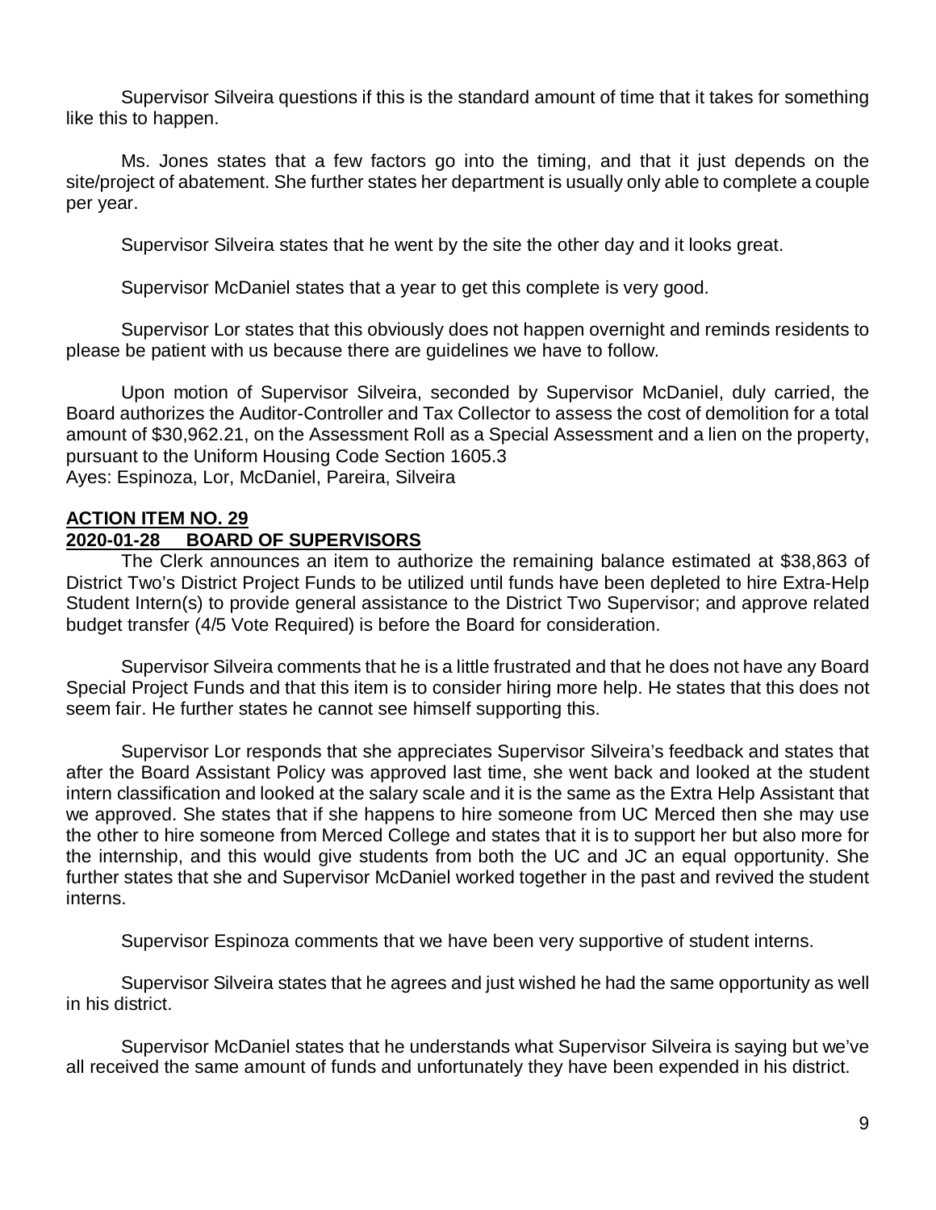Supervisor Silveira questions if this is the standard amount of time that it takes for something like this to happen.

Ms. Jones states that a few factors go into the timing, and that it just depends on the site/project of abatement. She further states her department is usually only able to complete a couple per year.

Supervisor Silveira states that he went by the site the other day and it looks great.

Supervisor McDaniel states that a year to get this complete is very good.

Supervisor Lor states that this obviously does not happen overnight and reminds residents to please be patient with us because there are guidelines we have to follow.

Upon motion of Supervisor Silveira, seconded by Supervisor McDaniel, duly carried, the Board authorizes the Auditor-Controller and Tax Collector to assess the cost of demolition for a total amount of $30,962.21, on the Assessment Roll as a Special Assessment and a lien on the property, pursuant to the Uniform Housing Code Section 1605.3
Ayes: Espinoza, Lor, McDaniel, Pareira, Silveira

**ACTION ITEM NO. 29**
**2020-01-28 BOARD OF SUPERVISORS**

The Clerk announces an item to authorize the remaining balance estimated at $38,863 of District Two's District Project Funds to be utilized until funds have been depleted to hire Extra-Help Student Intern(s) to provide general assistance to the District Two Supervisor; and approve related budget transfer (4/5 Vote Required) is before the Board for consideration.

Supervisor Silveira comments that he is a little frustrated and that he does not have any Board Special Project Funds and that this item is to consider hiring more help. He states that this does not seem fair. He further states he cannot see himself supporting this.

Supervisor Lor responds that she appreciates Supervisor Silveira's feedback and states that after the Board Assistant Policy was approved last time, she went back and looked at the student intern classification and looked at the salary scale and it is the same as the Extra Help Assistant that we approved. She states that if she happens to hire someone from UC Merced then she may use the other to hire someone from Merced College and states that it is to support her but also more for the internship, and this would give students from both the UC and JC an equal opportunity. She further states that she and Supervisor McDaniel worked together in the past and revived the student interns.

Supervisor Espinoza comments that we have been very supportive of student interns.

Supervisor Silveira states that he agrees and just wished he had the same opportunity as well in his district.

Supervisor McDaniel states that he understands what Supervisor Silveira is saying but we've all received the same amount of funds and unfortunately they have been expended in his district.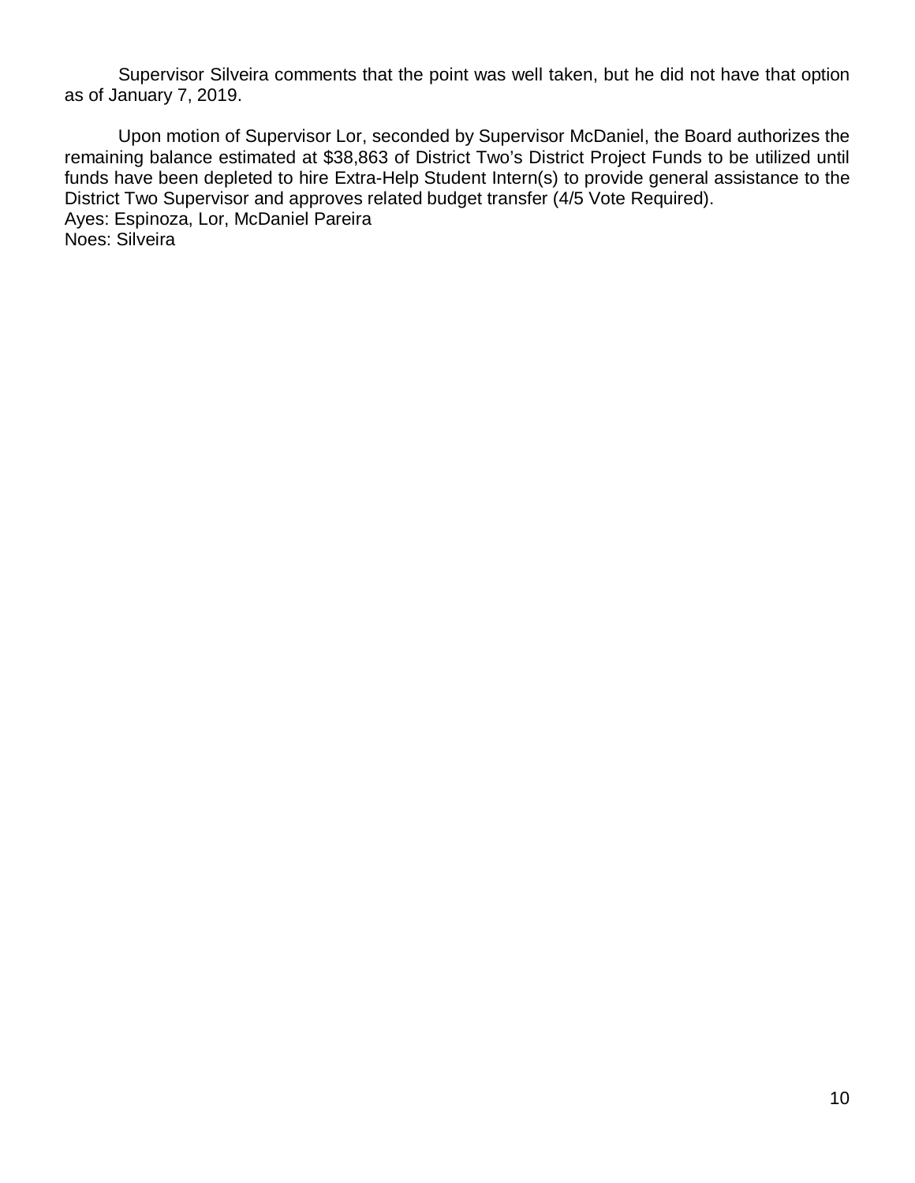Supervisor Silveira comments that the point was well taken, but he did not have that option as of January 7, 2019.

Upon motion of Supervisor Lor, seconded by Supervisor McDaniel, the Board authorizes the remaining balance estimated at $38,863 of District Two's District Project Funds to be utilized until funds have been depleted to hire Extra-Help Student Intern(s) to provide general assistance to the District Two Supervisor and approves related budget transfer (4/5 Vote Required).
Ayes: Espinoza, Lor, McDaniel Pareira
Noes: Silveira